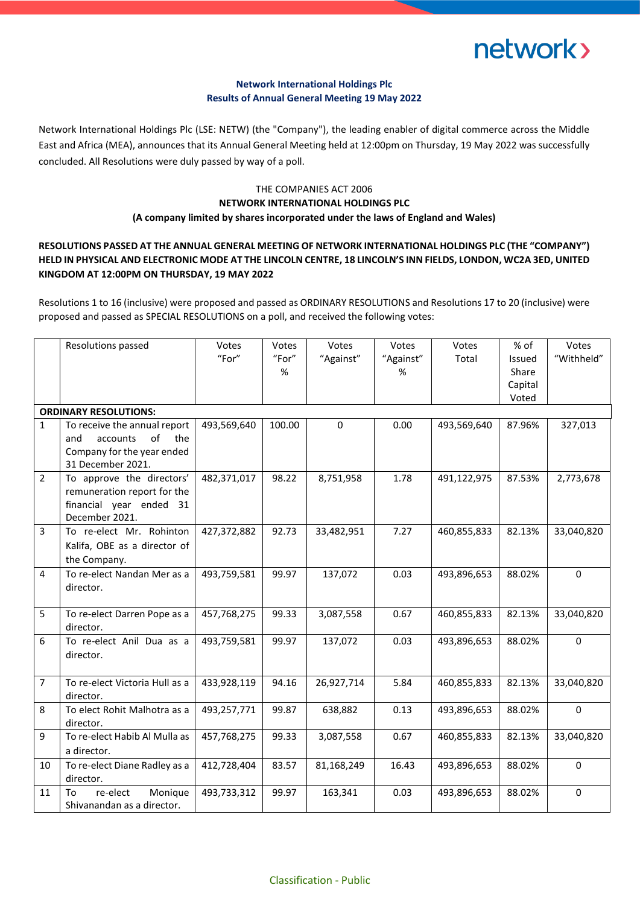**Network International Holdings Plc**
**Results of Annual General Meeting 19 May 2022**

Network International Holdings Plc (LSE: NETW) (the "Company"), the leading enabler of digital commerce across the Middle East and Africa (MEA), announces that its Annual General Meeting held at 12:00pm on Thursday, 19 May 2022 was successfully concluded. All Resolutions were duly passed by way of a poll.

THE COMPANIES ACT 2006
**NETWORK INTERNATIONAL HOLDINGS PLC**
**(A company limited by shares incorporated under the laws of England and Wales)**

**RESOLUTIONS PASSED AT THE ANNUAL GENERAL MEETING OF NETWORK INTERNATIONAL HOLDINGS PLC (THE "COMPANY") HELD IN PHYSICAL AND ELECTRONIC MODE AT THE LINCOLN CENTRE, 18 LINCOLN'S INN FIELDS, LONDON, WC2A 3ED, UNITED KINGDOM AT 12:00PM ON THURSDAY, 19 MAY 2022**

Resolutions 1 to 16 (inclusive) were proposed and passed as ORDINARY RESOLUTIONS and Resolutions 17 to 20 (inclusive) were proposed and passed as SPECIAL RESOLUTIONS on a poll, and received the following votes:

| | Resolutions passed | Votes "For" | Votes "For" % | Votes "Against" | Votes "Against" % | Votes Total | % of Issued Share Capital Voted | Votes "Withheld" |
|---|---|---|---|---|---|---|---|---|
| **ORDINARY RESOLUTIONS:** | | | | | | | | |
| 1 | To receive the annual report and accounts of the Company for the year ended 31 December 2021. | 493,569,640 | 100.00 | 0 | 0.00 | 493,569,640 | 87.96% | 327,013 |
| 2 | To approve the directors' remuneration report for the financial year ended 31 December 2021. | 482,371,017 | 98.22 | 8,751,958 | 1.78 | 491,122,975 | 87.53% | 2,773,678 |
| 3 | To re-elect Mr. Rohinton Kalifa, OBE as a director of the Company. | 427,372,882 | 92.73 | 33,482,951 | 7.27 | 460,855,833 | 82.13% | 33,040,820 |
| 4 | To re-elect Nandan Mer as a director. | 493,759,581 | 99.97 | 137,072 | 0.03 | 493,896,653 | 88.02% | 0 |
| 5 | To re-elect Darren Pope as a director. | 457,768,275 | 99.33 | 3,087,558 | 0.67 | 460,855,833 | 82.13% | 33,040,820 |
| 6 | To re-elect Anil Dua as a director. | 493,759,581 | 99.97 | 137,072 | 0.03 | 493,896,653 | 88.02% | 0 |
| 7 | To re-elect Victoria Hull as a director. | 433,928,119 | 94.16 | 26,927,714 | 5.84 | 460,855,833 | 82.13% | 33,040,820 |
| 8 | To elect Rohit Malhotra as a director. | 493,257,771 | 99.87 | 638,882 | 0.13 | 493,896,653 | 88.02% | 0 |
| 9 | To re-elect Habib Al Mulla as a director. | 457,768,275 | 99.33 | 3,087,558 | 0.67 | 460,855,833 | 82.13% | 33,040,820 |
| 10 | To re-elect Diane Radley as a director. | 412,728,404 | 83.57 | 81,168,249 | 16.43 | 493,896,653 | 88.02% | 0 |
| 11 | To re-elect Monique Shivanandan as a director. | 493,733,312 | 99.97 | 163,341 | 0.03 | 493,896,653 | 88.02% | 0 |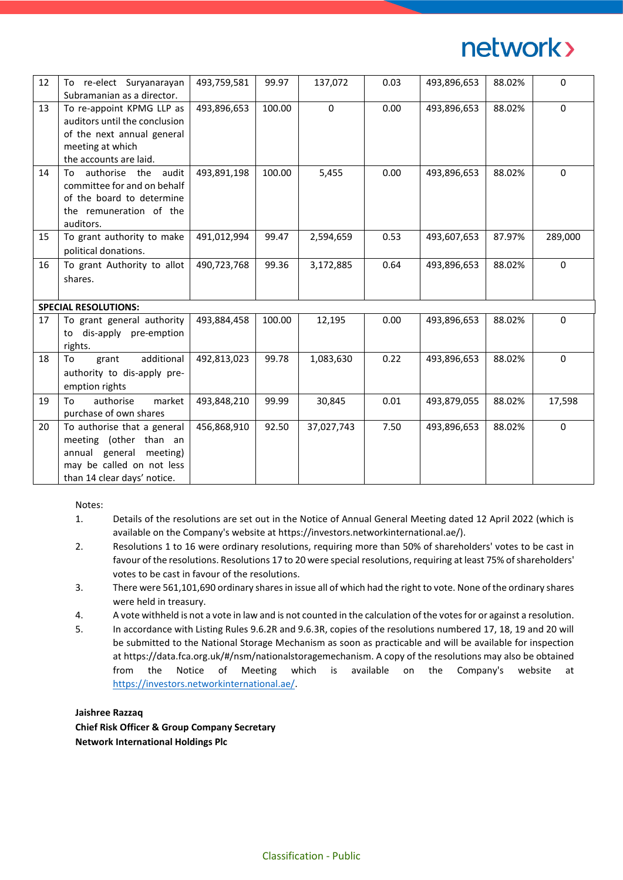| 12 | To re-elect Suryanarayan Subramanian as a director. | 493,759,581 | 99.97 | 137,072 | 0.03 | 493,896,653 | 88.02% | 0 |
|---|---|---|---|---|---|---|---|---|
| 13 | To re-appoint KPMG LLP as auditors until the conclusion of the next annual general meeting at which the accounts are laid. | 493,896,653 | 100.00 | 0 | 0.00 | 493,896,653 | 88.02% | 0 |
| 14 | To authorise the audit committee for and on behalf of the board to determine the remuneration of the auditors. | 493,891,198 | 100.00 | 5,455 | 0.00 | 493,896,653 | 88.02% | 0 |
| 15 | To grant authority to make political donations. | 491,012,994 | 99.47 | 2,594,659 | 0.53 | 493,607,653 | 87.97% | 289,000 |
| 16 | To grant Authority to allot shares. | 490,723,768 | 99.36 | 3,172,885 | 0.64 | 493,896,653 | 88.02% | 0 |
| **SPECIAL RESOLUTIONS:** | | | | | | | | |
| 17 | To grant general authority to dis-apply pre-emption rights. | 493,884,458 | 100.00 | 12,195 | 0.00 | 493,896,653 | 88.02% | 0 |
| 18 | To grant additional authority to dis-apply pre-emption rights | 492,813,023 | 99.78 | 1,083,630 | 0.22 | 493,896,653 | 88.02% | 0 |
| 19 | To authorise market purchase of own shares | 493,848,210 | 99.99 | 30,845 | 0.01 | 493,879,055 | 88.02% | 17,598 |
| 20 | To authorise that a general meeting (other than an annual general meeting) may be called on not less than 14 clear days' notice. | 456,868,910 | 92.50 | 37,027,743 | 7.50 | 493,896,653 | 88.02% | 0 |

Notes:

1. Details of the resolutions are set out in the Notice of Annual General Meeting dated 12 April 2022 (which is available on the Company's website at https://investors.networkinternational.ae/).
2. Resolutions 1 to 16 were ordinary resolutions, requiring more than 50% of shareholders' votes to be cast in favour of the resolutions. Resolutions 17 to 20 were special resolutions, requiring at least 75% of shareholders' votes to be cast in favour of the resolutions.
3. There were 561,101,690 ordinary shares in issue all of which had the right to vote. None of the ordinary shares were held in treasury.
4. A vote withheld is not a vote in law and is not counted in the calculation of the votes for or against a resolution.
5. In accordance with Listing Rules 9.6.2R and 9.6.3R, copies of the resolutions numbered 17, 18, 19 and 20 will be submitted to the National Storage Mechanism as soon as practicable and will be available for inspection at https://data.fca.org.uk/#/nsm/nationalstoragemechanism. A copy of the resolutions may also be obtained from the Notice of Meeting which is available on the Company's website at https://investors.networkinternational.ae/.

**Jaishree Razzaq**
**Chief Risk Officer & Group Company Secretary**
**Network International Holdings Plc**

Classification - Public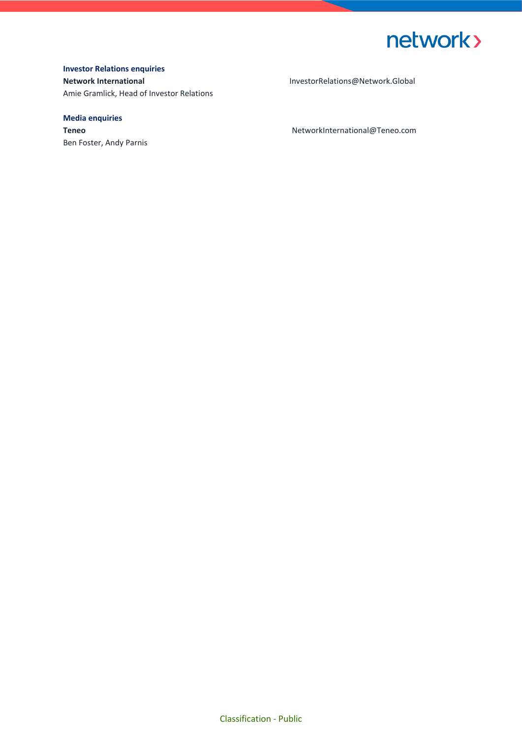**Investor Relations enquiries**

**Network International** InvestorRelations@Network.Global

Amie Gramlick, Head of Investor Relations

**Media enquiries**

**Teneo** NetworkInternational@Teneo.com

Ben Foster, Andy Parnis

Classification - Public